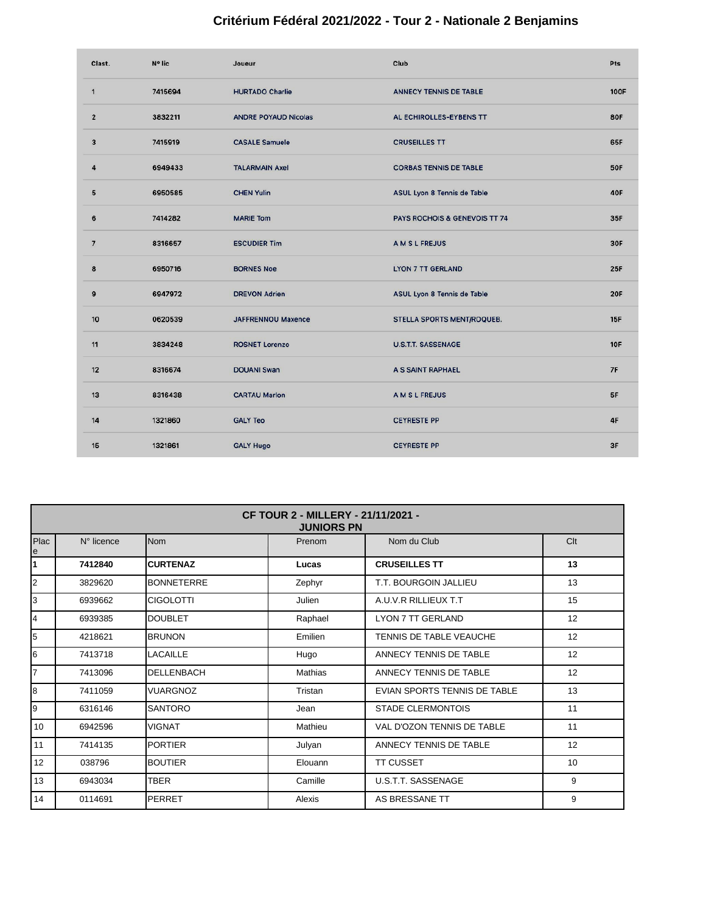# Critérium Fédéral 2021/2022 - Tour 2 - Nationale 2 Benjamins

| Clast. | N° lic | Joueur | Club | Pts |
|---|---|---|---|---|
| 1 | 7415694 | HURTADO Charlie | ANNECY TENNIS DE TABLE | 100F |
| 2 | 3832211 | ANDRE POYAUD Nicolas | AL ECHIROLLES-EYBENS TT | 80F |
| 3 | 7415919 | CASALE Samuele | CRUSEILLES TT | 65F |
| 4 | 6949433 | TALARMAIN Axel | CORBAS TENNIS DE TABLE | 50F |
| 5 | 6950585 | CHEN Yulin | ASUL Lyon 8 Tennis de Table | 40F |
| 6 | 7414282 | MARIE Tom | PAYS ROCHOIS & GENEVOIS TT 74 | 35F |
| 7 | 8316657 | ESCUDIER Tim | A M S L FREJUS | 30F |
| 8 | 6950716 | BORNES Noe | LYON 7 TT GERLAND | 25F |
| 9 | 6947972 | DREVON Adrien | ASUL Lyon 8 Tennis de Table | 20F |
| 10 | 0620539 | JAFFRENNOU Maxence | STELLA SPORTS MENT/ROQUEB. | 15F |
| 11 | 3834248 | ROSNET Lorenzo | U.S.T.T. SASSENAGE | 10F |
| 12 | 8316674 | DOUANI Swan | A S SAINT RAPHAEL | 7F |
| 13 | 8316438 | CARTAU Marlon | A M S L FREJUS | 5F |
| 14 | 1321860 | GALY Teo | CEYRESTE PP | 4F |
| 15 | 1321861 | GALY Hugo | CEYRESTE PP | 3F |

| CF TOUR 2 - MILLERY - 21/11/2021 - JUNIORS PN | | | | | |
|---|---|---|---|---|---|
| Place | N° licence | Nom | Prenom | Nom du Club | Clt |
| **1** | **7412840** | **CURTENAZ** | **Lucas** | **CRUSEILLES TT** | **13** |
| 2 | 3829620 | BONNETERRE | Zephyr | T.T. BOURGOIN JALLIEU | 13 |
| 3 | 6939662 | CIGOLOTTI | Julien | A.U.V.R RILLIEUX T.T | 15 |
| 4 | 6939385 | DOUBLET | Raphael | LYON 7 TT GERLAND | 12 |
| 5 | 4218621 | BRUNON | Emilien | TENNIS DE TABLE VEAUCHE | 12 |
| 6 | 7413718 | LACAILLE | Hugo | ANNECY TENNIS DE TABLE | 12 |
| 7 | 7413096 | DELLENBACH | Mathias | ANNECY TENNIS DE TABLE | 12 |
| 8 | 7411059 | VUARGNOZ | Tristan | EVIAN SPORTS TENNIS DE TABLE | 13 |
| 9 | 6316146 | SANTORO | Jean | STADE CLERMONTOIS | 11 |
| 10 | 6942596 | VIGNAT | Mathieu | VAL D'OZON TENNIS DE TABLE | 11 |
| 11 | 7414135 | PORTIER | Julyan | ANNECY TENNIS DE TABLE | 12 |
| 12 | 038796 | BOUTIER | Elouann | TT CUSSET | 10 |
| 13 | 6943034 | TBER | Camille | U.S.T.T. SASSENAGE | 9 |
| 14 | 0114691 | PERRET | Alexis | AS BRESSANE TT | 9 |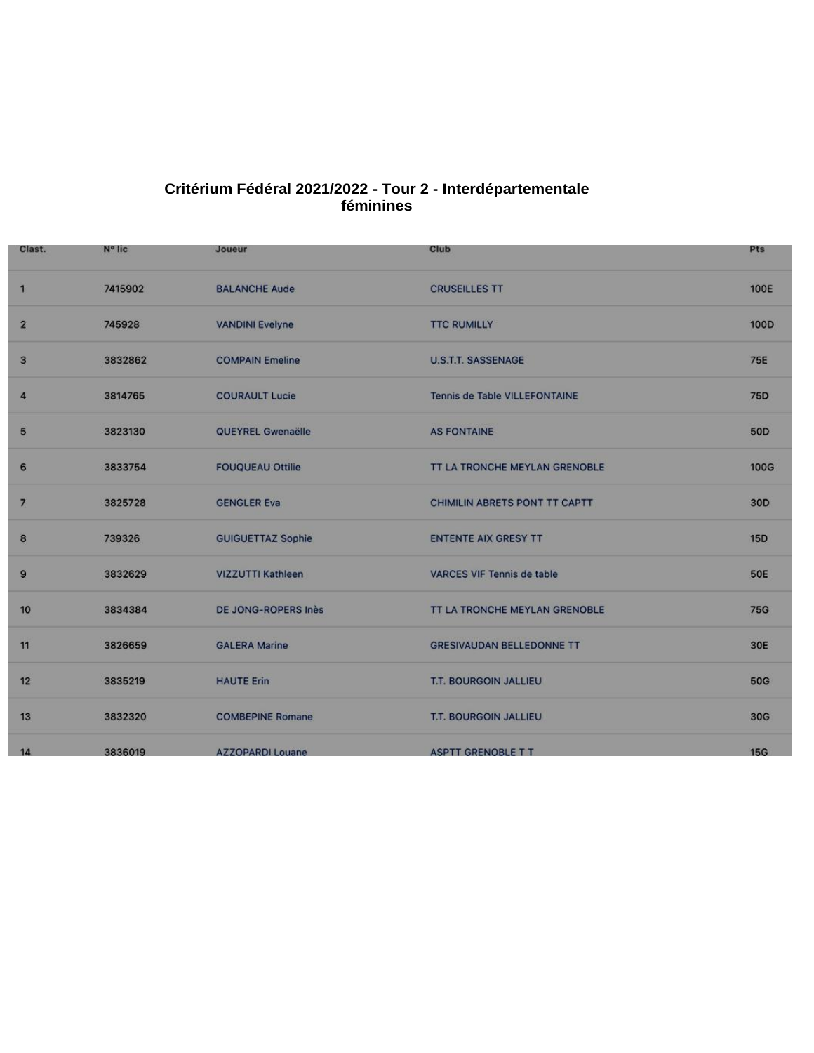**Critérium Fédéral 2021/2022 - Tour 2 - Interdépartementale féminines**

| Clast. | N° lic | Joueur | Club | Pts |
|---|---|---|---|---|
| 1 | 7415902 | BALANCHE Aude | CRUSEILLES TT | 100E |
| 2 | 745928 | VANDINI Evelyne | TTC RUMILLY | 100D |
| 3 | 3832862 | COMPAIN Emeline | U.S.T.T. SASSENAGE | 75E |
| 4 | 3814765 | COURAULT Lucie | Tennis de Table VILLEFONTAINE | 75D |
| 5 | 3823130 | QUEYREL Gwenaëlle | AS FONTAINE | 50D |
| 6 | 3833754 | FOUQUEAU Ottilie | TT LA TRONCHE MEYLAN GRENOBLE | 100G |
| 7 | 3825728 | GENGLER Eva | CHIMILIN ABRETS PONT TT CAPTT | 30D |
| 8 | 739326 | GUIGUETTAZ Sophie | ENTENTE AIX GRESY TT | 15D |
| 9 | 3832629 | VIZZUTTI Kathleen | VARCES VIF Tennis de table | 50E |
| 10 | 3834384 | DE JONG-ROPERS Inès | TT LA TRONCHE MEYLAN GRENOBLE | 75G |
| 11 | 3826659 | GALERA Marine | GRESIVAUDAN BELLEDONNE TT | 30E |
| 12 | 3835219 | HAUTE Erin | T.T. BOURGOIN JALLIEU | 50G |
| 13 | 3832320 | COMBEPINE Romane | T.T. BOURGOIN JALLIEU | 30G |
| 14 | 3836019 | AZZOPARDI Louane | ASPTT GRENOBLE T T | 15G |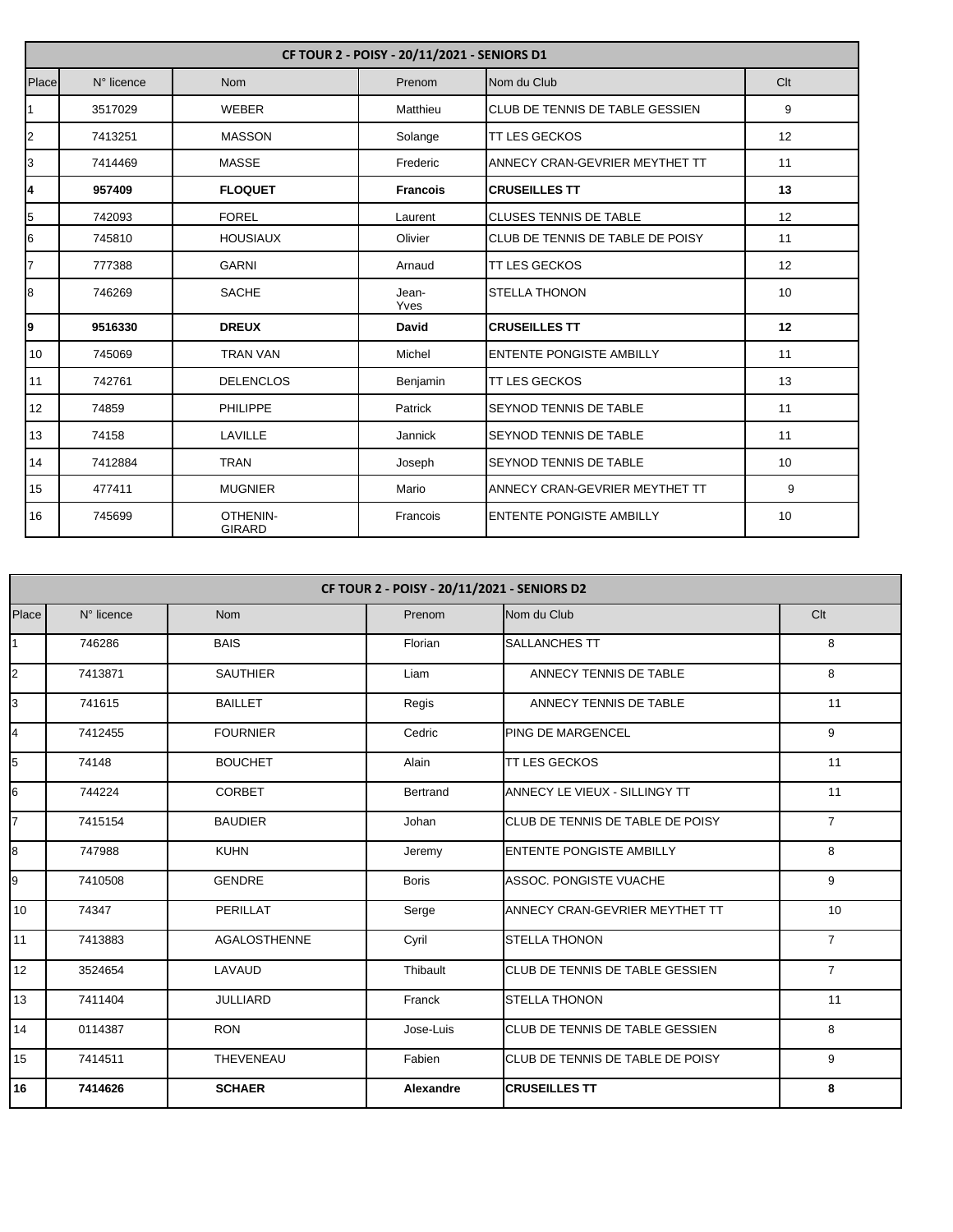| CF TOUR 2 - POISY - 20/11/2021 - SENIORS D1 | | | | | |
|---|---|---|---|---|---|
| Place | N° licence | Nom | Prenom | Nom du Club | Clt |
| 1 | 3517029 | WEBER | Matthieu | CLUB DE TENNIS DE TABLE GESSIEN | 9 |
| 2 | 7413251 | MASSON | Solange | TT LES GECKOS | 12 |
| 3 | 7414469 | MASSE | Frederic | ANNECY CRAN-GEVRIER MEYTHET TT | 11 |
| **4** | **957409** | **FLOQUET** | **Francois** | **CRUSEILLES TT** | **13** |
| 5 | 742093 | FOREL | Laurent | CLUSES TENNIS DE TABLE | 12 |
| 6 | 745810 | HOUSIAUX | Olivier | CLUB DE TENNIS DE TABLE DE POISY | 11 |
| 7 | 777388 | GARNI | Arnaud | TT LES GECKOS | 12 |
| 8 | 746269 | SACHE | Jean-Yves | STELLA THONON | 10 |
| **9** | **9516330** | **DREUX** | **David** | **CRUSEILLES TT** | **12** |
| 10 | 745069 | TRAN VAN | Michel | ENTENTE PONGISTE AMBILLY | 11 |
| 11 | 742761 | DELENCLOS | Benjamin | TT LES GECKOS | 13 |
| 12 | 74859 | PHILIPPE | Patrick | SEYNOD TENNIS DE TABLE | 11 |
| 13 | 74158 | LAVILLE | Jannick | SEYNOD TENNIS DE TABLE | 11 |
| 14 | 7412884 | TRAN | Joseph | SEYNOD TENNIS DE TABLE | 10 |
| 15 | 477411 | MUGNIER | Mario | ANNECY CRAN-GEVRIER MEYTHET TT | 9 |
| 16 | 745699 | OTHENIN-GIRARD | Francois | ENTENTE PONGISTE AMBILLY | 10 |

| CF TOUR 2 - POISY - 20/11/2021 - SENIORS D2 | | | | | |
|---|---|---|---|---|---|
| Place | N° licence | Nom | Prenom | Nom du Club | Clt |
| 1 | 746286 | BAIS | Florian | SALLANCHES TT | 8 |
| 2 | 7413871 | SAUTHIER | Liam | ANNECY TENNIS DE TABLE | 8 |
| 3 | 741615 | BAILLET | Regis | ANNECY TENNIS DE TABLE | 11 |
| 4 | 7412455 | FOURNIER | Cedric | PING DE MARGENCEL | 9 |
| 5 | 74148 | BOUCHET | Alain | TT LES GECKOS | 11 |
| 6 | 744224 | CORBET | Bertrand | ANNECY LE VIEUX - SILLINGY TT | 11 |
| 7 | 7415154 | BAUDIER | Johan | CLUB DE TENNIS DE TABLE DE POISY | 7 |
| 8 | 747988 | KUHN | Jeremy | ENTENTE PONGISTE AMBILLY | 8 |
| 9 | 7410508 | GENDRE | Boris | ASSOC. PONGISTE VUACHE | 9 |
| 10 | 74347 | PERILLAT | Serge | ANNECY CRAN-GEVRIER MEYTHET TT | 10 |
| 11 | 7413883 | AGALOSTHENNE | Cyril | STELLA THONON | 7 |
| 12 | 3524654 | LAVAUD | Thibault | CLUB DE TENNIS DE TABLE GESSIEN | 7 |
| 13 | 7411404 | JULLIARD | Franck | STELLA THONON | 11 |
| 14 | 0114387 | RON | Jose-Luis | CLUB DE TENNIS DE TABLE GESSIEN | 8 |
| 15 | 7414511 | THEVENEAU | Fabien | CLUB DE TENNIS DE TABLE DE POISY | 9 |
| **16** | **7414626** | **SCHAER** | **Alexandre** | **CRUSEILLES TT** | **8** |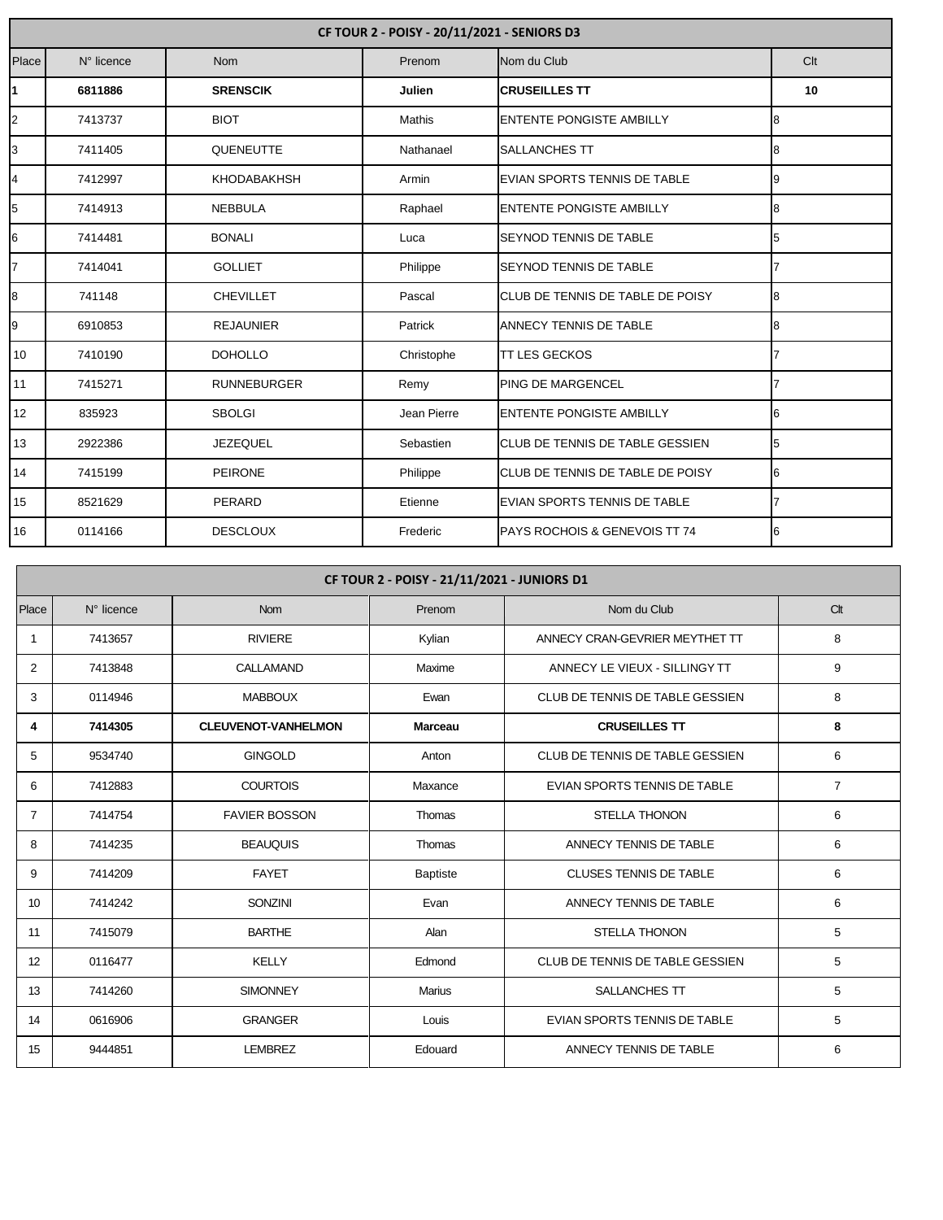| CF TOUR 2 - POISY - 20/11/2021 - SENIORS D3 | | | | | |
|---|---|---|---|---|---|
| Place | N° licence | Nom | Prenom | Nom du Club | Clt |
| **1** | **6811886** | **SRENSCIK** | **Julien** | **CRUSEILLES TT** | **10** |
| 2 | 7413737 | BIOT | Mathis | ENTENTE PONGISTE AMBILLY | 8 |
| 3 | 7411405 | QUENEUTTE | Nathanael | SALLANCHES TT | 8 |
| 4 | 7412997 | KHODABAKHSH | Armin | EVIAN SPORTS TENNIS DE TABLE | 9 |
| 5 | 7414913 | NEBBULA | Raphael | ENTENTE PONGISTE AMBILLY | 8 |
| 6 | 7414481 | BONALI | Luca | SEYNOD TENNIS DE TABLE | 5 |
| 7 | 7414041 | GOLLIET | Philippe | SEYNOD TENNIS DE TABLE | 7 |
| 8 | 741148 | CHEVILLET | Pascal | CLUB DE TENNIS DE TABLE DE POISY | 8 |
| 9 | 6910853 | REJAUNIER | Patrick | ANNECY TENNIS DE TABLE | 8 |
| 10 | 7410190 | DOHOLLO | Christophe | TT LES GECKOS | 7 |
| 11 | 7415271 | RUNNEBURGER | Remy | PING DE MARGENCEL | 7 |
| 12 | 835923 | SBOLGI | Jean Pierre | ENTENTE PONGISTE AMBILLY | 6 |
| 13 | 2922386 | JEZEQUEL | Sebastien | CLUB DE TENNIS DE TABLE GESSIEN | 5 |
| 14 | 7415199 | PEIRONE | Philippe | CLUB DE TENNIS DE TABLE DE POISY | 6 |
| 15 | 8521629 | PERARD | Etienne | EVIAN SPORTS TENNIS DE TABLE | 7 |
| 16 | 0114166 | DESCLOUX | Frederic | PAYS ROCHOIS & GENEVOIS TT 74 | 6 |

| CF TOUR 2 - POISY - 21/11/2021 - JUNIORS D1 | | | | | |
|---|---|---|---|---|---|
| Place | N° licence | Nom | Prenom | Nom du Club | Clt |
| 1 | 7413657 | RIVIERE | Kylian | ANNECY CRAN-GEVRIER MEYTHET TT | 8 |
| 2 | 7413848 | CALLAMAND | Maxime | ANNECY LE VIEUX - SILLINGY TT | 9 |
| 3 | 0114946 | MABBOUX | Ewan | CLUB DE TENNIS DE TABLE GESSIEN | 8 |
| **4** | **7414305** | **CLEUVENOT-VANHELMON** | **Marceau** | **CRUSEILLES TT** | **8** |
| 5 | 9534740 | GINGOLD | Anton | CLUB DE TENNIS DE TABLE GESSIEN | 6 |
| 6 | 7412883 | COURTOIS | Maxance | EVIAN SPORTS TENNIS DE TABLE | 7 |
| 7 | 7414754 | FAVIER BOSSON | Thomas | STELLA THONON | 6 |
| 8 | 7414235 | BEAUQUIS | Thomas | ANNECY TENNIS DE TABLE | 6 |
| 9 | 7414209 | FAYET | Baptiste | CLUSES TENNIS DE TABLE | 6 |
| 10 | 7414242 | SONZINI | Evan | ANNECY TENNIS DE TABLE | 6 |
| 11 | 7415079 | BARTHE | Alan | STELLA THONON | 5 |
| 12 | 0116477 | KELLY | Edmond | CLUB DE TENNIS DE TABLE GESSIEN | 5 |
| 13 | 7414260 | SIMONNEY | Marius | SALLANCHES TT | 5 |
| 14 | 0616906 | GRANGER | Louis | EVIAN SPORTS TENNIS DE TABLE | 5 |
| 15 | 9444851 | LEMBREZ | Edouard | ANNECY TENNIS DE TABLE | 6 |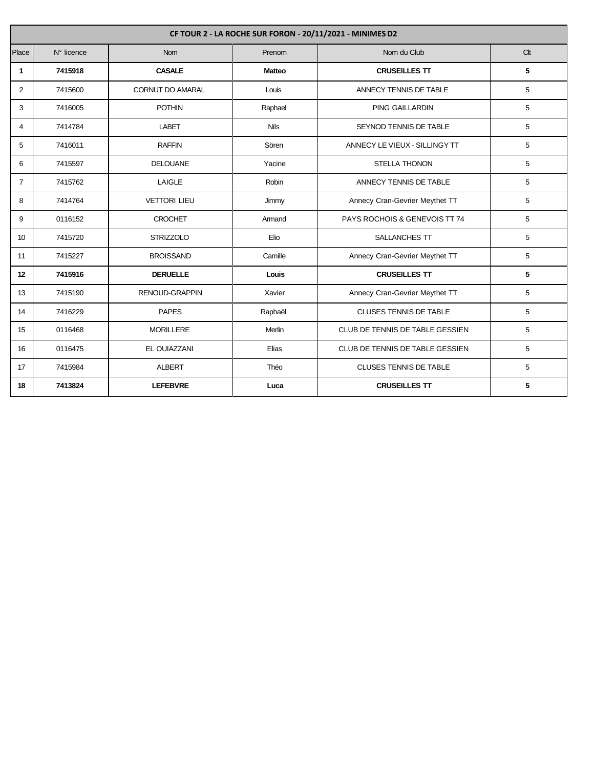| CF TOUR 2 - LA ROCHE SUR FORON - 20/11/2021 - MINIMES D2 | | | | | |
|---|---|---|---|---|---|
| Place | N° licence | Nom | Prenom | Nom du Club | Clt |
| **1** | **7415918** | **CASALE** | **Matteo** | **CRUSEILLES TT** | **5** |
| 2 | 7415600 | CORNUT DO AMARAL | Louis | ANNECY TENNIS DE TABLE | 5 |
| 3 | 7416005 | POTHIN | Raphael | PING GAILLARDIN | 5 |
| 4 | 7414784 | LABET | Nils | SEYNOD TENNIS DE TABLE | 5 |
| 5 | 7416011 | RAFFIN | Sören | ANNECY LE VIEUX - SILLINGY TT | 5 |
| 6 | 7415597 | DELOUANE | Yacine | STELLA THONON | 5 |
| 7 | 7415762 | LAIGLE | Robin | ANNECY TENNIS DE TABLE | 5 |
| 8 | 7414764 | VETTORI LIEU | Jimmy | Annecy Cran-Gevrier Meythet TT | 5 |
| 9 | 0116152 | CROCHET | Armand | PAYS ROCHOIS & GENEVOIS TT 74 | 5 |
| 10 | 7415720 | STRIZZOLO | Elio | SALLANCHES TT | 5 |
| 11 | 7415227 | BROISSAND | Camille | Annecy Cran-Gevrier Meythet TT | 5 |
| **12** | **7415916** | **DERUELLE** | **Louis** | **CRUSEILLES TT** | **5** |
| 13 | 7415190 | RENOUD-GRAPPIN | Xavier | Annecy Cran-Gevrier Meythet TT | 5 |
| 14 | 7416229 | PAPES | Raphaël | CLUSES TENNIS DE TABLE | 5 |
| 15 | 0116468 | MORILLERE | Merlin | CLUB DE TENNIS DE TABLE GESSIEN | 5 |
| 16 | 0116475 | EL OUIAZZANI | Elias | CLUB DE TENNIS DE TABLE GESSIEN | 5 |
| 17 | 7415984 | ALBERT | Théo | CLUSES TENNIS DE TABLE | 5 |
| **18** | **7413824** | **LEFEBVRE** | **Luca** | **CRUSEILLES TT** | **5** |